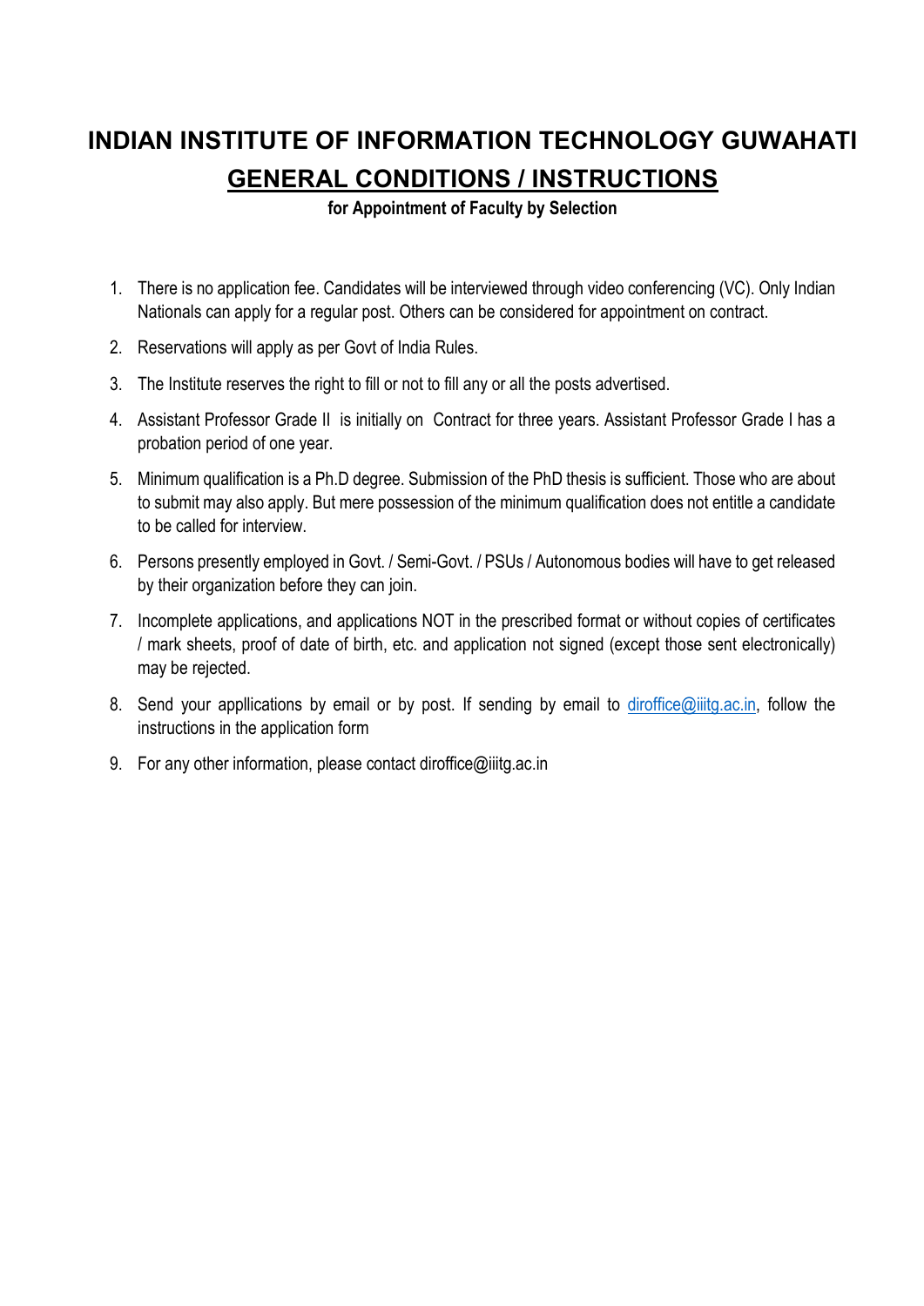# INDIAN INSTITUTE OF INFORMATION TECHNOLOGY GUWAHATI

## GENERAL CONDITIONS / INSTRUCTIONS

**for Appointment of Faculty by Selection**

1. There is no application fee. Candidates will be interviewed through video conferencing (VC). Only Indian Nationals can apply for a regular post. Others can be considered for appointment on contract.
2. Reservations will apply as per Govt of India Rules.
3. The Institute reserves the right to fill or not to fill any or all the posts advertised.
4. Assistant Professor Grade II is initially on Contract for three years. Assistant Professor Grade I has a probation period of one year.
5. Minimum qualification is a Ph.D degree. Submission of the PhD thesis is sufficient. Those who are about to submit may also apply. But mere possession of the minimum qualification does not entitle a candidate to be called for interview.
6. Persons presently employed in Govt. / Semi-Govt. / PSUs / Autonomous bodies will have to get released by their organization before they can join.
7. Incomplete applications, and applications NOT in the prescribed format or without copies of certificates / mark sheets, proof of date of birth, etc. and application not signed (except those sent electronically) may be rejected.
8. Send your appllications by email or by post. If sending by email to diroffice@iiitg.ac.in, follow the instructions in the application form
9. For any other information, please contact diroffice@iiitg.ac.in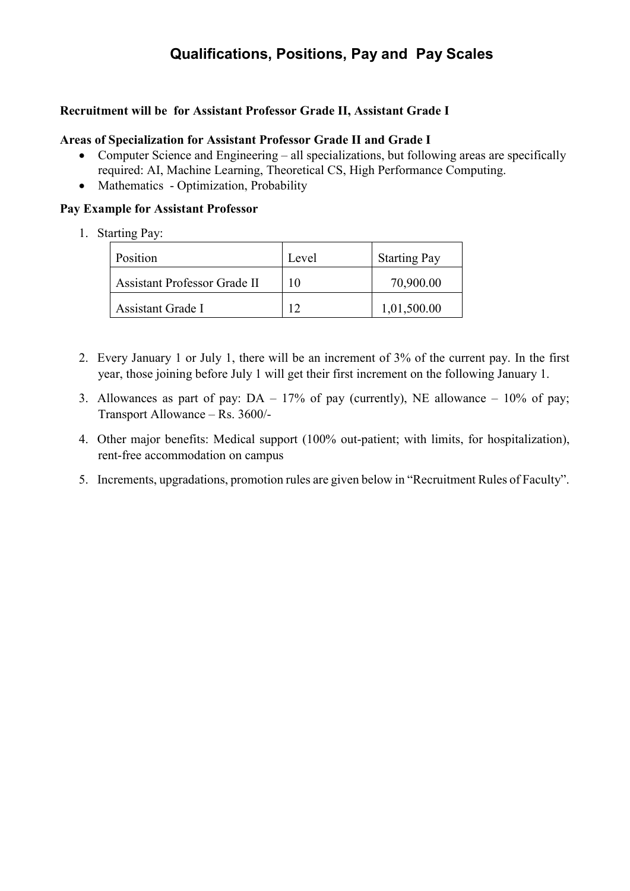# Qualifications, Positions, Pay and Pay Scales

**Recruitment will be for Assistant Professor Grade II, Assistant Grade I**

**Areas of Specialization for Assistant Professor Grade II and Grade I**

- Computer Science and Engineering – all specializations, but following areas are specifically required: AI, Machine Learning, Theoretical CS, High Performance Computing.
- Mathematics - Optimization, Probability

**Pay Example for Assistant Professor**

1. Starting Pay:

| Position | Level | Starting Pay |
|---|---|---|
| Assistant Professor Grade II | 10 | 70,900.00 |
| Assistant Grade I | 12 | 1,01,500.00 |

2. Every January 1 or July 1, there will be an increment of 3% of the current pay. In the first year, those joining before July 1 will get their first increment on the following January 1.
3. Allowances as part of pay: DA – 17% of pay (currently), NE allowance – 10% of pay; Transport Allowance – Rs. 3600/-
4. Other major benefits: Medical support (100% out-patient; with limits, for hospitalization), rent-free accommodation on campus
5. Increments, upgradations, promotion rules are given below in "Recruitment Rules of Faculty".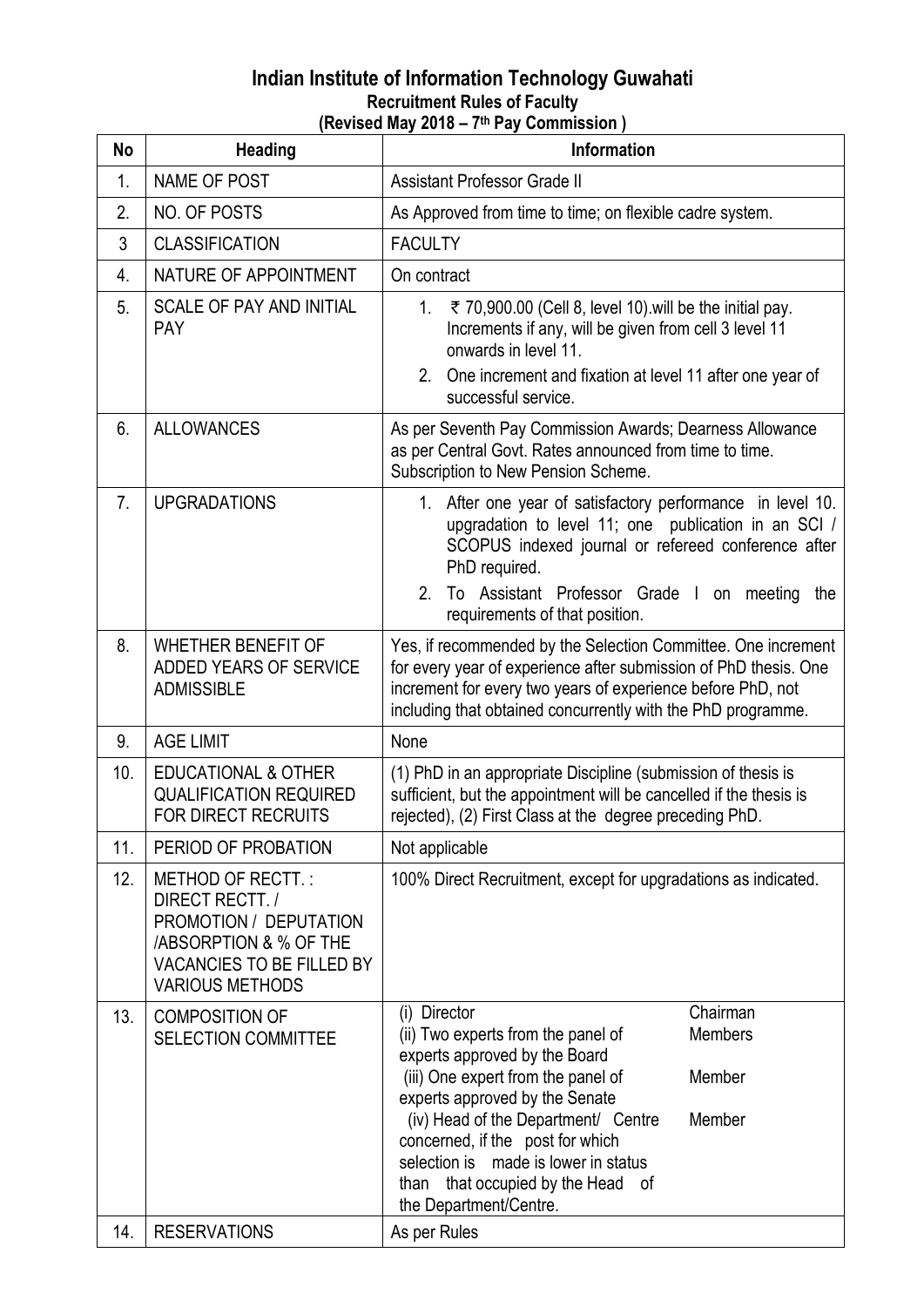# Indian Institute of Information Technology Guwahati

## Recruitment Rules of Faculty

### (Revised May 2018 – 7th Pay Commission )

| No | Heading | Information |
|---|---|---|
| 1. | NAME OF POST | Assistant Professor Grade II |
| 2. | NO. OF POSTS | As Approved from time to time; on flexible cadre system. |
| 3 | CLASSIFICATION | FACULTY |
| 4. | NATURE OF APPOINTMENT | On contract |
| 5. | SCALE OF PAY AND INITIAL PAY | 1. ₹ 70,900.00 (Cell 8, level 10).will be the initial pay. Increments if any, will be given from cell 3 level 11 onwards in level 11.<br>2. One increment and fixation at level 11 after one year of successful service. |
| 6. | ALLOWANCES | As per Seventh Pay Commission Awards; Dearness Allowance as per Central Govt. Rates announced from time to time. Subscription to New Pension Scheme. |
| 7. | UPGRADATIONS | 1. After one year of satisfactory performance in level 10. upgradation to level 11; one publication in an SCI / SCOPUS indexed journal or refereed conference after PhD required.<br>2. To Assistant Professor Grade I on meeting the requirements of that position. |
| 8. | WHETHER BENEFIT OF ADDED YEARS OF SERVICE ADMISSIBLE | Yes, if recommended by the Selection Committee. One increment for every year of experience after submission of PhD thesis. One increment for every two years of experience before PhD, not including that obtained concurrently with the PhD programme. |
| 9. | AGE LIMIT | None |
| 10. | EDUCATIONAL & OTHER QUALIFICATION REQUIRED FOR DIRECT RECRUITS | (1) PhD in an appropriate Discipline (submission of thesis is sufficient, but the appointment will be cancelled if the thesis is rejected), (2) First Class at the degree preceding PhD. |
| 11. | PERIOD OF PROBATION | Not applicable |
| 12. | METHOD OF RECTT. : DIRECT RECTT. / PROMOTION / DEPUTATION /ABSORPTION & % OF THE VACANCIES TO BE FILLED BY VARIOUS METHODS | 100% Direct Recruitment, except for upgradations as indicated. |
| 13. | COMPOSITION OF SELECTION COMMITTEE | (i) Director — Chairman<br>(ii) Two experts from the panel of experts approved by the Board — Members<br>(iii) One expert from the panel of experts approved by the Senate — Member<br>(iv) Head of the Department/ Centre concerned, if the post for which selection is made is lower in status than that occupied by the Head of the Department/Centre. — Member |
| 14. | RESERVATIONS | As per Rules |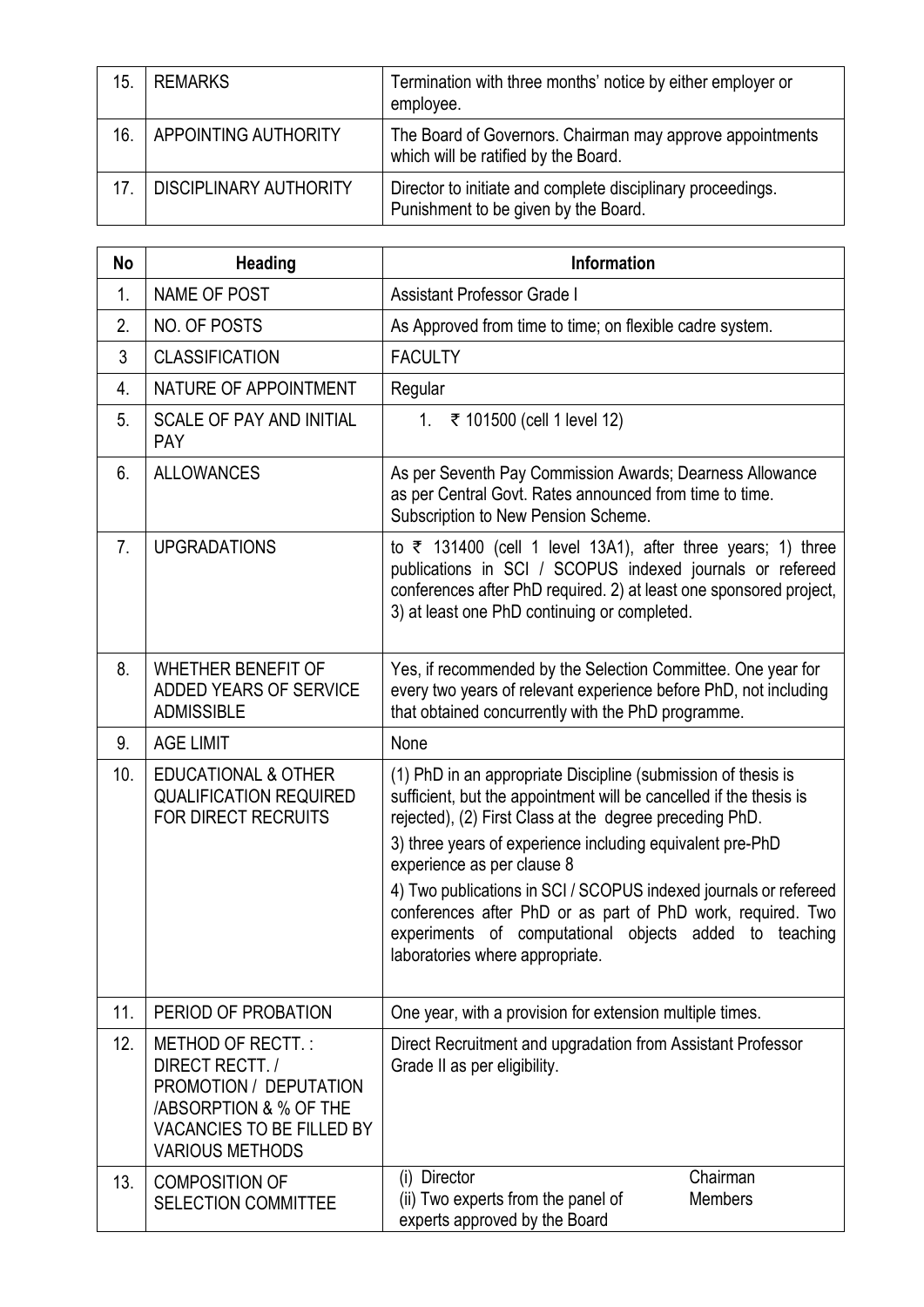| 15. | REMARKS | Termination with three months' notice by either employer or employee. |
|---|---|---|
| 16. | APPOINTING AUTHORITY | The Board of Governors. Chairman may approve appointments which will be ratified by the Board. |
| 17. | DISCIPLINARY AUTHORITY | Director to initiate and complete disciplinary proceedings. Punishment to be given by the Board. |

| No | Heading | Information |
|---|---|---|
| 1. | NAME OF POST | Assistant Professor Grade I |
| 2. | NO. OF POSTS | As Approved from time to time; on flexible cadre system. |
| 3 | CLASSIFICATION | FACULTY |
| 4. | NATURE OF APPOINTMENT | Regular |
| 5. | SCALE OF PAY AND INITIAL PAY | 1. ₹ 101500 (cell 1 level 12) |
| 6. | ALLOWANCES | As per Seventh Pay Commission Awards; Dearness Allowance as per Central Govt. Rates announced from time to time. Subscription to New Pension Scheme. |
| 7. | UPGRADATIONS | to ₹ 131400 (cell 1 level 13A1), after three years; 1) three publications in SCI / SCOPUS indexed journals or refereed conferences after PhD required. 2) at least one sponsored project, 3) at least one PhD continuing or completed. |
| 8. | WHETHER BENEFIT OF ADDED YEARS OF SERVICE ADMISSIBLE | Yes, if recommended by the Selection Committee. One year for every two years of relevant experience before PhD, not including that obtained concurrently with the PhD programme. |
| 9. | AGE LIMIT | None |
| 10. | EDUCATIONAL & OTHER QUALIFICATION REQUIRED FOR DIRECT RECRUITS | (1) PhD in an appropriate Discipline (submission of thesis is sufficient, but the appointment will be cancelled if the thesis is rejected), (2) First Class at the degree preceding PhD.<br>3) three years of experience including equivalent pre-PhD experience as per clause 8<br>4) Two publications in SCI / SCOPUS indexed journals or refereed conferences after PhD or as part of PhD work, required. Two experiments of computational objects added to teaching laboratories where appropriate. |
| 11. | PERIOD OF PROBATION | One year, with a provision for extension multiple times. |
| 12. | METHOD OF RECTT. : DIRECT RECTT. / PROMOTION / DEPUTATION /ABSORPTION & % OF THE VACANCIES TO BE FILLED BY VARIOUS METHODS | Direct Recruitment and upgradation from Assistant Professor Grade II as per eligibility. |
| 13. | COMPOSITION OF SELECTION COMMITTEE | (i) Director — Chairman<br>(ii) Two experts from the panel of experts approved by the Board — Members |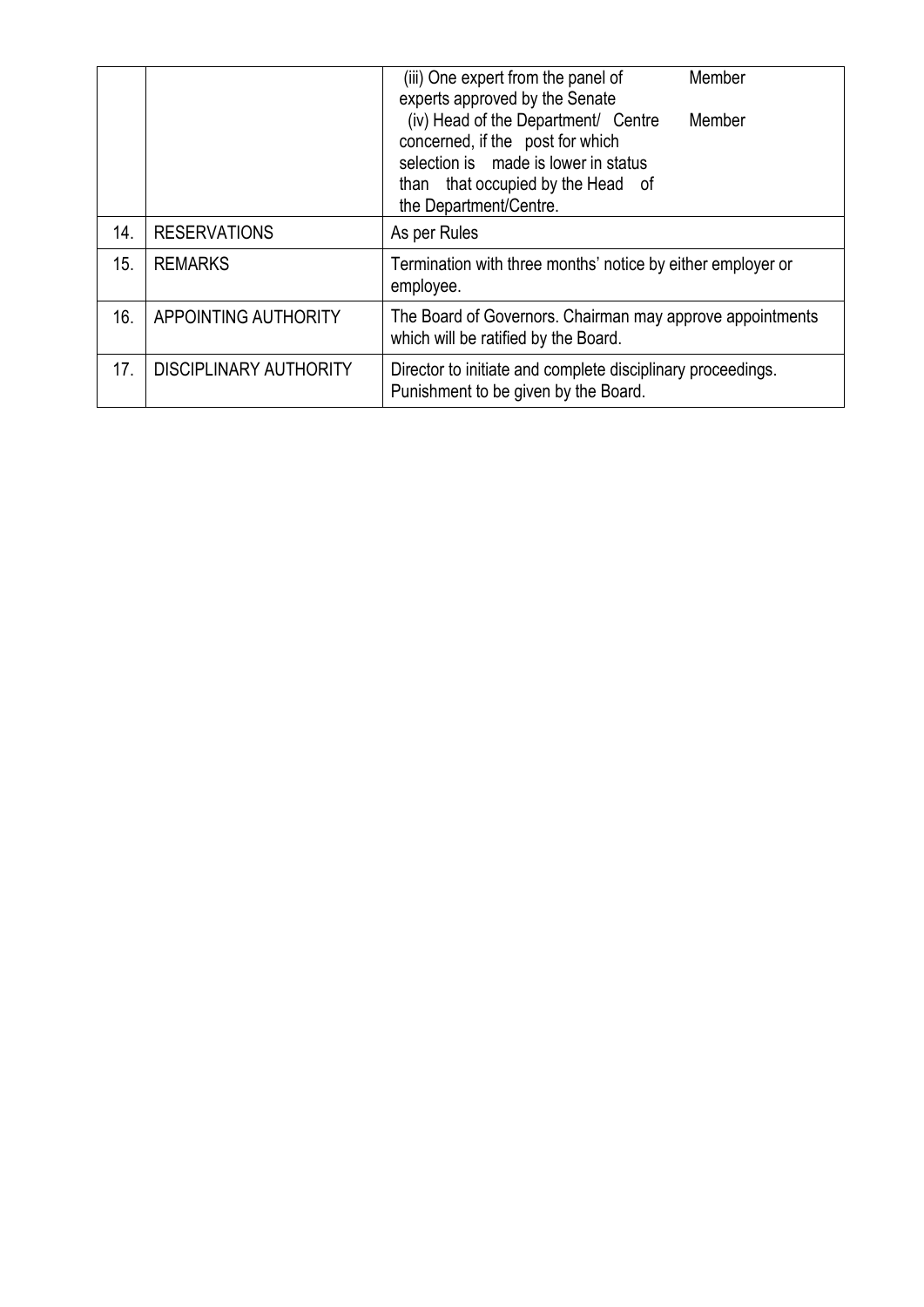| | | |
|---|---|---|
| | | (iii) One expert from the panel of experts approved by the Senate Member<br>(iv) Head of the Department/ Centre concerned, if the post for which selection is made is lower in status than that occupied by the Head of the Department/Centre. Member |
| 14. | RESERVATIONS | As per Rules |
| 15. | REMARKS | Termination with three months' notice by either employer or employee. |
| 16. | APPOINTING AUTHORITY | The Board of Governors. Chairman may approve appointments which will be ratified by the Board. |
| 17. | DISCIPLINARY AUTHORITY | Director to initiate and complete disciplinary proceedings. Punishment to be given by the Board. |